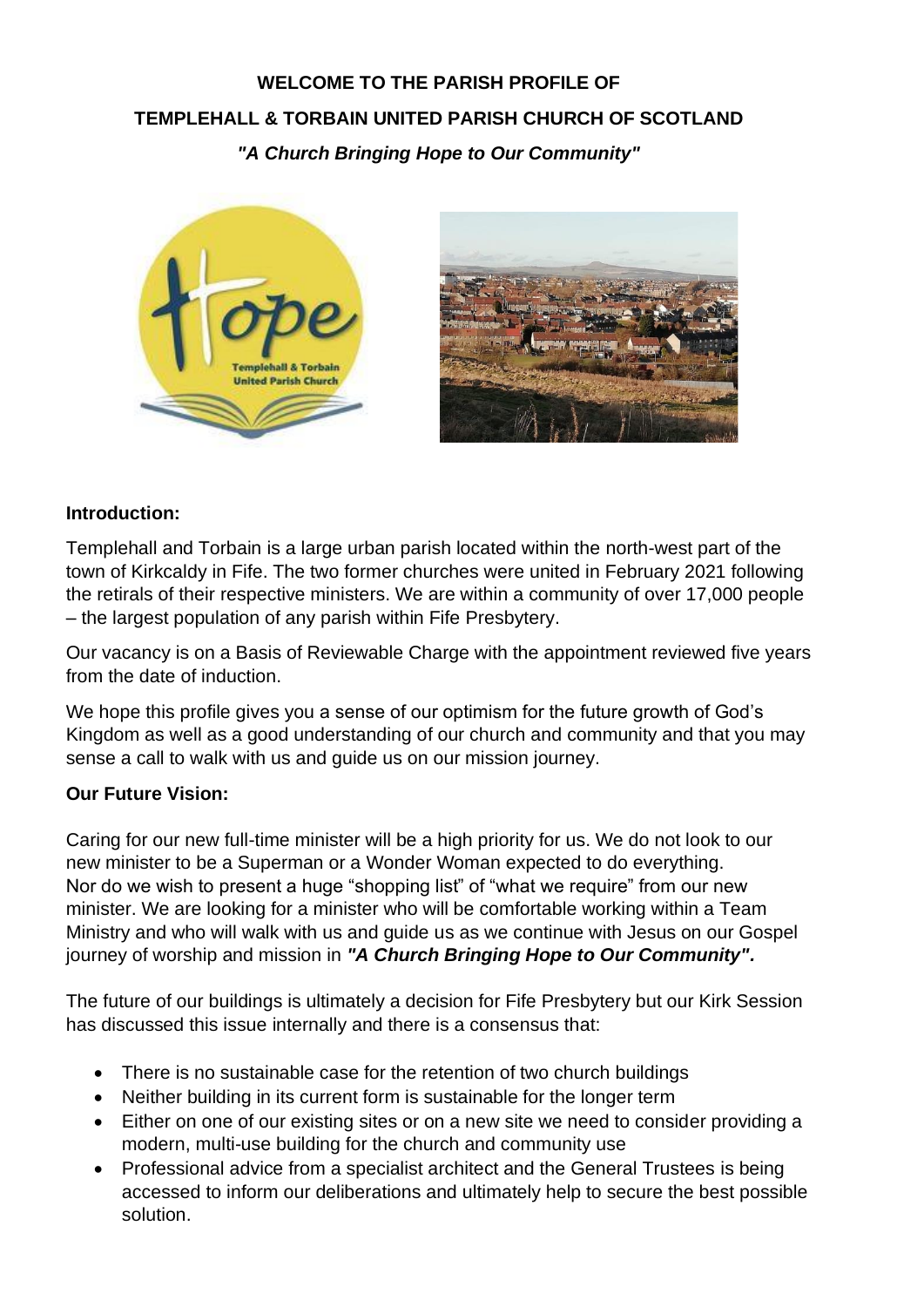**WELCOME TO THE PARISH PROFILE OF**

**TEMPLEHALL & TORBAIN UNITED PARISH CHURCH OF SCOTLAND**

***"A Church Bringing Hope to Our Community"***

**Introduction:**

Templehall and Torbain is a large urban parish located within the north-west part of the town of Kirkcaldy in Fife. The two former churches were united in February 2021 following the retirals of their respective ministers. We are within a community of over 17,000 people – the largest population of any parish within Fife Presbytery.

Our vacancy is on a Basis of Reviewable Charge with the appointment reviewed five years from the date of induction.

We hope this profile gives you a sense of our optimism for the future growth of God's Kingdom as well as a good understanding of our church and community and that you may sense a call to walk with us and guide us on our mission journey.

**Our Future Vision:**

Caring for our new full-time minister will be a high priority for us. We do not look to our new minister to be a Superman or a Wonder Woman expected to do everything. Nor do we wish to present a huge "shopping list" of "what we require" from our new minister. We are looking for a minister who will be comfortable working within a Team Ministry and who will walk with us and guide us as we continue with Jesus on our Gospel journey of worship and mission in ***"A Church Bringing Hope to Our Community".***

The future of our buildings is ultimately a decision for Fife Presbytery but our Kirk Session has discussed this issue internally and there is a consensus that:

- There is no sustainable case for the retention of two church buildings
- Neither building in its current form is sustainable for the longer term
- Either on one of our existing sites or on a new site we need to consider providing a modern, multi-use building for the church and community use
- Professional advice from a specialist architect and the General Trustees is being accessed to inform our deliberations and ultimately help to secure the best possible solution.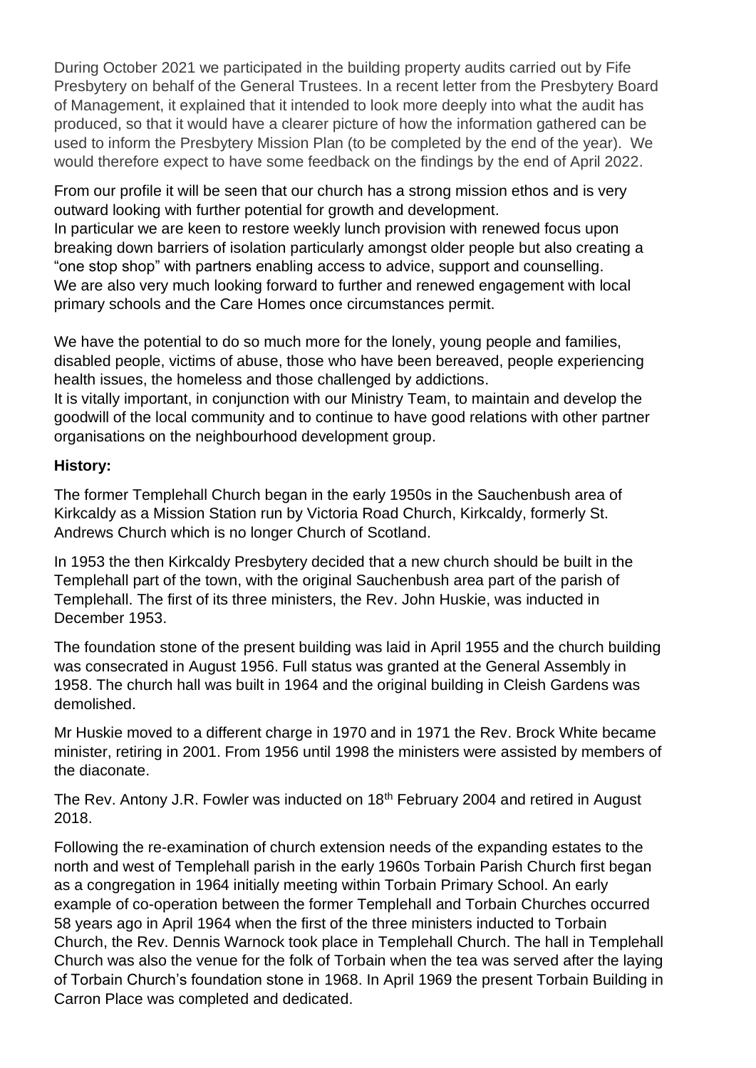During October 2021 we participated in the building property audits carried out by Fife Presbytery on behalf of the General Trustees. In a recent letter from the Presbytery Board of Management, it explained that it intended to look more deeply into what the audit has produced, so that it would have a clearer picture of how the information gathered can be used to inform the Presbytery Mission Plan (to be completed by the end of the year). We would therefore expect to have some feedback on the findings by the end of April 2022.

From our profile it will be seen that our church has a strong mission ethos and is very outward looking with further potential for growth and development.
In particular we are keen to restore weekly lunch provision with renewed focus upon breaking down barriers of isolation particularly amongst older people but also creating a "one stop shop" with partners enabling access to advice, support and counselling.
We are also very much looking forward to further and renewed engagement with local primary schools and the Care Homes once circumstances permit.

We have the potential to do so much more for the lonely, young people and families, disabled people, victims of abuse, those who have been bereaved, people experiencing health issues, the homeless and those challenged by addictions.
It is vitally important, in conjunction with our Ministry Team, to maintain and develop the goodwill of the local community and to continue to have good relations with other partner organisations on the neighbourhood development group.

**History:**

The former Templehall Church began in the early 1950s in the Sauchenbush area of Kirkcaldy as a Mission Station run by Victoria Road Church, Kirkcaldy, formerly St. Andrews Church which is no longer Church of Scotland.

In 1953 the then Kirkcaldy Presbytery decided that a new church should be built in the Templehall part of the town, with the original Sauchenbush area part of the parish of Templehall. The first of its three ministers, the Rev. John Huskie, was inducted in December 1953.

The foundation stone of the present building was laid in April 1955 and the church building was consecrated in August 1956. Full status was granted at the General Assembly in 1958. The church hall was built in 1964 and the original building in Cleish Gardens was demolished.

Mr Huskie moved to a different charge in 1970 and in 1971 the Rev. Brock White became minister, retiring in 2001. From 1956 until 1998 the ministers were assisted by members of the diaconate.

The Rev. Antony J.R. Fowler was inducted on 18th February 2004 and retired in August 2018.

Following the re-examination of church extension needs of the expanding estates to the north and west of Templehall parish in the early 1960s Torbain Parish Church first began as a congregation in 1964 initially meeting within Torbain Primary School. An early example of co-operation between the former Templehall and Torbain Churches occurred 58 years ago in April 1964 when the first of the three ministers inducted to Torbain Church, the Rev. Dennis Warnock took place in Templehall Church. The hall in Templehall Church was also the venue for the folk of Torbain when the tea was served after the laying of Torbain Church's foundation stone in 1968. In April 1969 the present Torbain Building in Carron Place was completed and dedicated.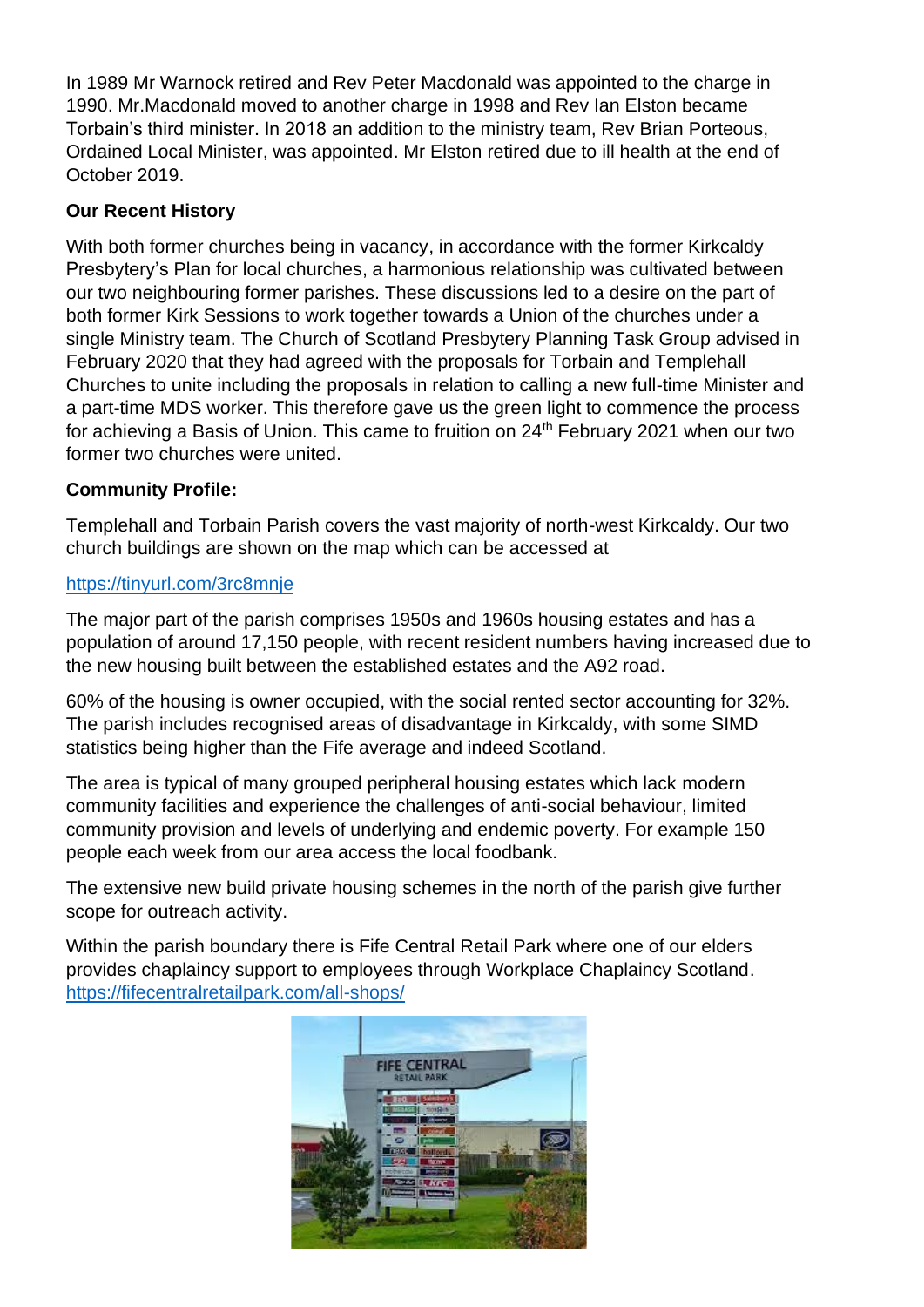In 1989 Mr Warnock retired and Rev Peter Macdonald was appointed to the charge in 1990. Mr.Macdonald moved to another charge in 1998 and Rev Ian Elston became Torbain's third minister. In 2018 an addition to the ministry team, Rev Brian Porteous, Ordained Local Minister, was appointed. Mr Elston retired due to ill health at the end of October 2019.

**Our Recent History**

With both former churches being in vacancy, in accordance with the former Kirkcaldy Presbytery's Plan for local churches, a harmonious relationship was cultivated between our two neighbouring former parishes. These discussions led to a desire on the part of both former Kirk Sessions to work together towards a Union of the churches under a single Ministry team. The Church of Scotland Presbytery Planning Task Group advised in February 2020 that they had agreed with the proposals for Torbain and Templehall Churches to unite including the proposals in relation to calling a new full-time Minister and a part-time MDS worker. This therefore gave us the green light to commence the process for achieving a Basis of Union. This came to fruition on 24th February 2021 when our two former two churches were united.

**Community Profile:**

Templehall and Torbain Parish covers the vast majority of north-west Kirkcaldy. Our two church buildings are shown on the map which can be accessed at

https://tinyurl.com/3rc8mnje

The major part of the parish comprises 1950s and 1960s housing estates and has a population of around 17,150 people, with recent resident numbers having increased due to the new housing built between the established estates and the A92 road.

60% of the housing is owner occupied, with the social rented sector accounting for 32%. The parish includes recognised areas of disadvantage in Kirkcaldy, with some SIMD statistics being higher than the Fife average and indeed Scotland.

The area is typical of many grouped peripheral housing estates which lack modern community facilities and experience the challenges of anti-social behaviour, limited community provision and levels of underlying and endemic poverty. For example 150 people each week from our area access the local foodbank.

The extensive new build private housing schemes in the north of the parish give further scope for outreach activity.

Within the parish boundary there is Fife Central Retail Park where one of our elders provides chaplaincy support to employees through Workplace Chaplaincy Scotland. https://fifecentralretailpark.com/all-shops/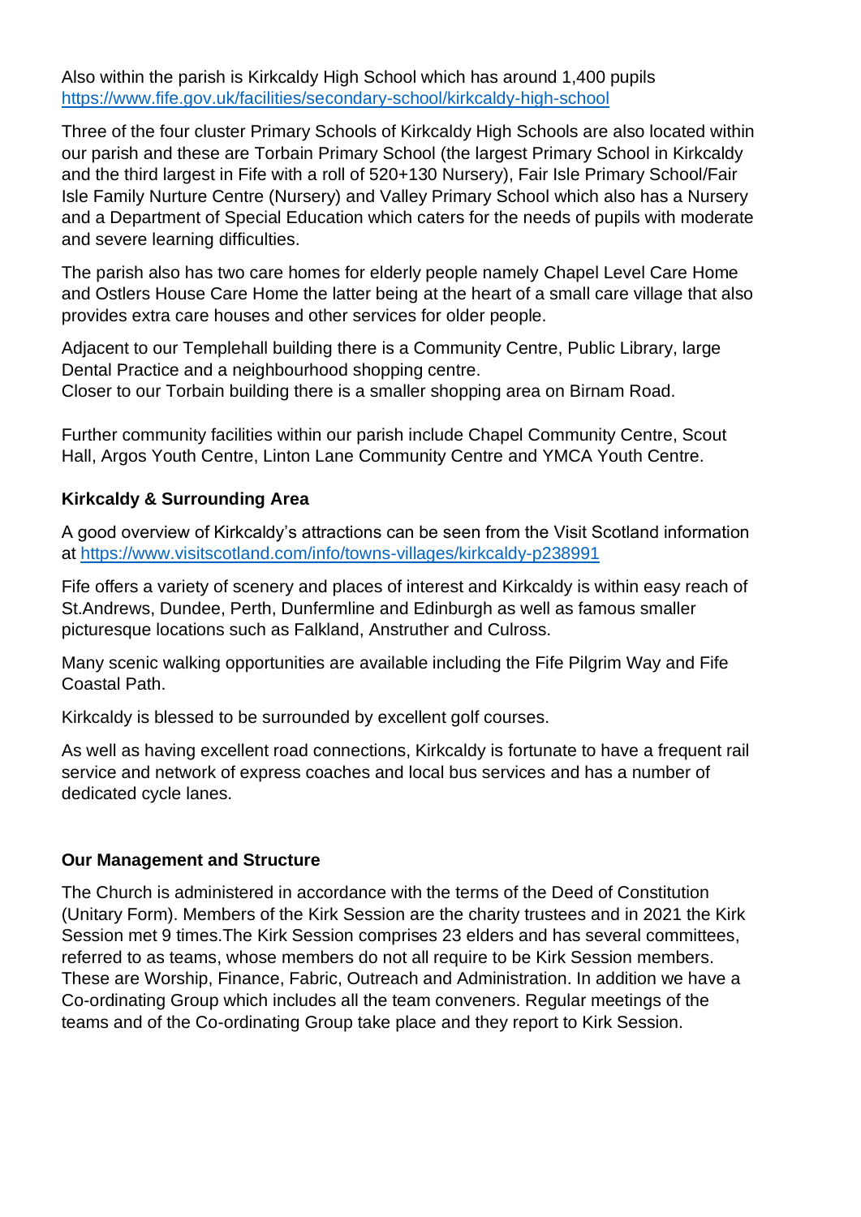Also within the parish is Kirkcaldy High School which has around 1,400 pupils https://www.fife.gov.uk/facilities/secondary-school/kirkcaldy-high-school

Three of the four cluster Primary Schools of Kirkcaldy High Schools are also located within our parish and these are Torbain Primary School (the largest Primary School in Kirkcaldy and the third largest in Fife with a roll of 520+130 Nursery), Fair Isle Primary School/Fair Isle Family Nurture Centre (Nursery) and Valley Primary School which also has a Nursery and a Department of Special Education which caters for the needs of pupils with moderate and severe learning difficulties.

The parish also has two care homes for elderly people namely Chapel Level Care Home and Ostlers House Care Home the latter being at the heart of a small care village that also provides extra care houses and other services for older people.

Adjacent to our Templehall building there is a Community Centre, Public Library, large Dental Practice and a neighbourhood shopping centre.
Closer to our Torbain building there is a smaller shopping area on Birnam Road.

Further community facilities within our parish include Chapel Community Centre, Scout Hall, Argos Youth Centre, Linton Lane Community Centre and YMCA Youth Centre.

**Kirkcaldy & Surrounding Area**

A good overview of Kirkcaldy's attractions can be seen from the Visit Scotland information at https://www.visitscotland.com/info/towns-villages/kirkcaldy-p238991

Fife offers a variety of scenery and places of interest and Kirkcaldy is within easy reach of St.Andrews, Dundee, Perth, Dunfermline and Edinburgh as well as famous smaller picturesque locations such as Falkland, Anstruther and Culross.

Many scenic walking opportunities are available including the Fife Pilgrim Way and Fife Coastal Path.

Kirkcaldy is blessed to be surrounded by excellent golf courses.

As well as having excellent road connections, Kirkcaldy is fortunate to have a frequent rail service and network of express coaches and local bus services and has a number of dedicated cycle lanes.

**Our Management and Structure**

The Church is administered in accordance with the terms of the Deed of Constitution (Unitary Form). Members of the Kirk Session are the charity trustees and in 2021 the Kirk Session met 9 times.The Kirk Session comprises 23 elders and has several committees, referred to as teams, whose members do not all require to be Kirk Session members. These are Worship, Finance, Fabric, Outreach and Administration. In addition we have a Co-ordinating Group which includes all the team conveners. Regular meetings of the teams and of the Co-ordinating Group take place and they report to Kirk Session.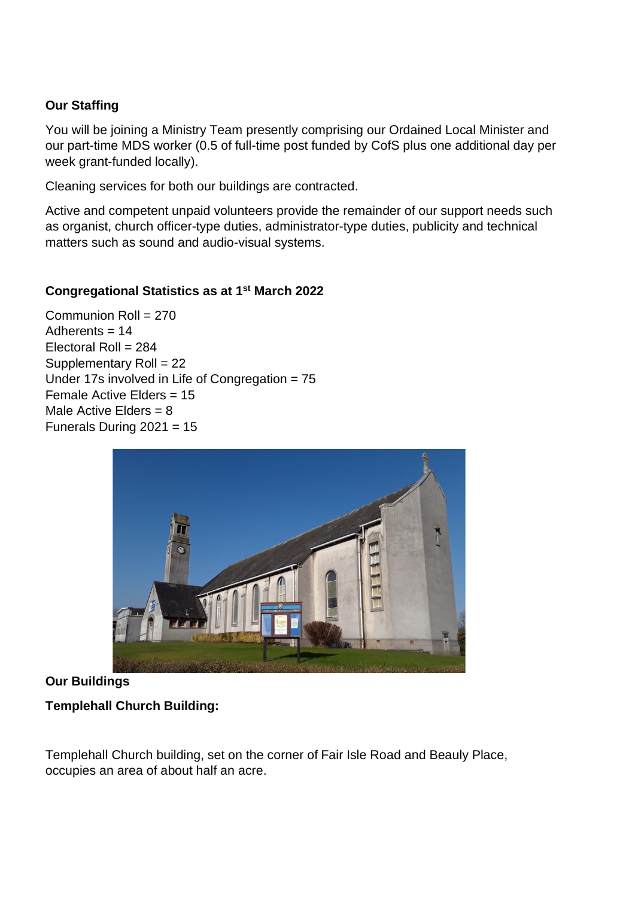**Our Staffing**

You will be joining a Ministry Team presently comprising our Ordained Local Minister and our part-time MDS worker (0.5 of full-time post funded by CofS plus one additional day per week grant-funded locally).

Cleaning services for both our buildings are contracted.

Active and competent unpaid volunteers provide the remainder of our support needs such as organist, church officer-type duties, administrator-type duties, publicity and technical matters such as sound and audio-visual systems.

**Congregational Statistics as at 1st March 2022**

Communion Roll = 270
Adherents = 14
Electoral Roll = 284
Supplementary Roll = 22
Under 17s involved in Life of Congregation = 75
Female Active Elders = 15
Male Active Elders = 8
Funerals During 2021 = 15

**Our Buildings**

**Templehall Church Building:**

Templehall Church building, set on the corner of Fair Isle Road and Beauly Place, occupies an area of about half an acre.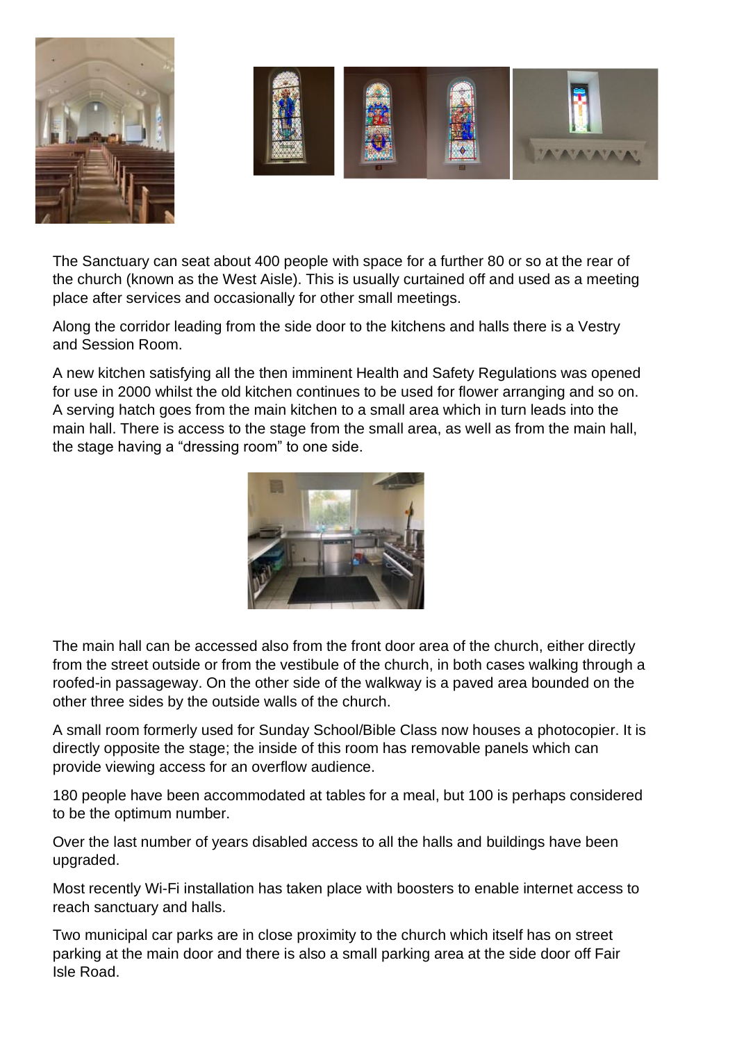The Sanctuary can seat about 400 people with space for a further 80 or so at the rear of the church (known as the West Aisle). This is usually curtained off and used as a meeting place after services and occasionally for other small meetings.

Along the corridor leading from the side door to the kitchens and halls there is a Vestry and Session Room.

A new kitchen satisfying all the then imminent Health and Safety Regulations was opened for use in 2000 whilst the old kitchen continues to be used for flower arranging and so on. A serving hatch goes from the main kitchen to a small area which in turn leads into the main hall. There is access to the stage from the small area, as well as from the main hall, the stage having a "dressing room" to one side.

The main hall can be accessed also from the front door area of the church, either directly from the street outside or from the vestibule of the church, in both cases walking through a roofed-in passageway. On the other side of the walkway is a paved area bounded on the other three sides by the outside walls of the church.

A small room formerly used for Sunday School/Bible Class now houses a photocopier. It is directly opposite the stage; the inside of this room has removable panels which can provide viewing access for an overflow audience.

180 people have been accommodated at tables for a meal, but 100 is perhaps considered to be the optimum number.

Over the last number of years disabled access to all the halls and buildings have been upgraded.

Most recently Wi-Fi installation has taken place with boosters to enable internet access to reach sanctuary and halls.

Two municipal car parks are in close proximity to the church which itself has on street parking at the main door and there is also a small parking area at the side door off Fair Isle Road.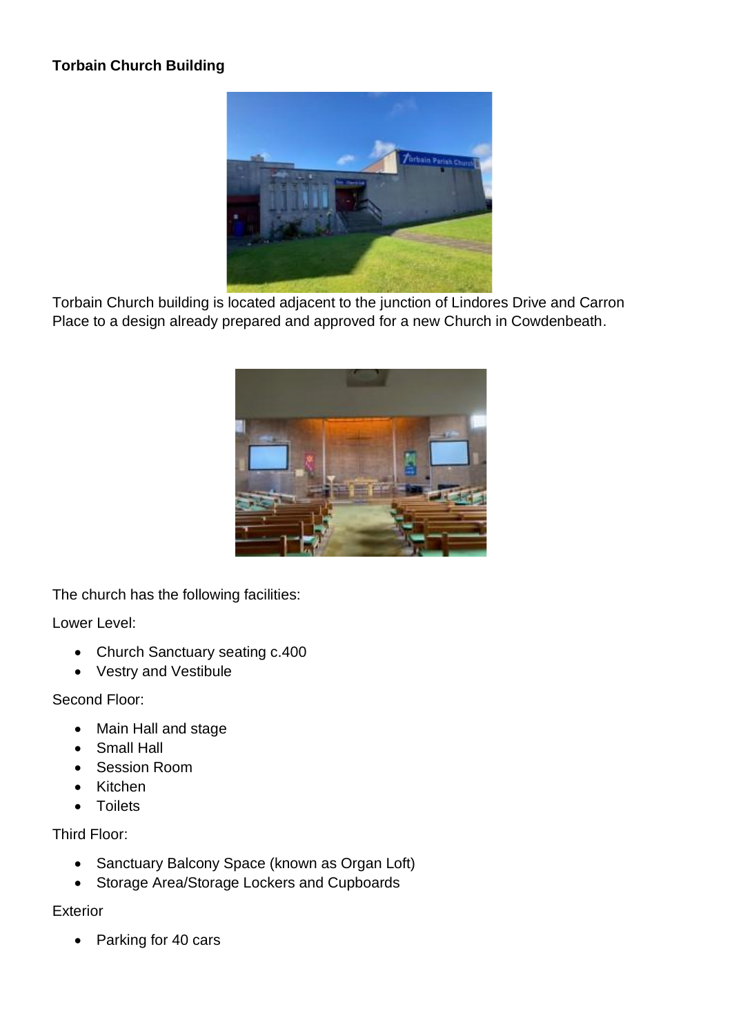**Torbain Church Building**

Torbain Church building is located adjacent to the junction of Lindores Drive and Carron Place to a design already prepared and approved for a new Church in Cowdenbeath.

The church has the following facilities:

Lower Level:

- Church Sanctuary seating c.400
- Vestry and Vestibule

Second Floor:

- Main Hall and stage
- Small Hall
- Session Room
- Kitchen
- Toilets

Third Floor:

- Sanctuary Balcony Space (known as Organ Loft)
- Storage Area/Storage Lockers and Cupboards

Exterior

- Parking for 40 cars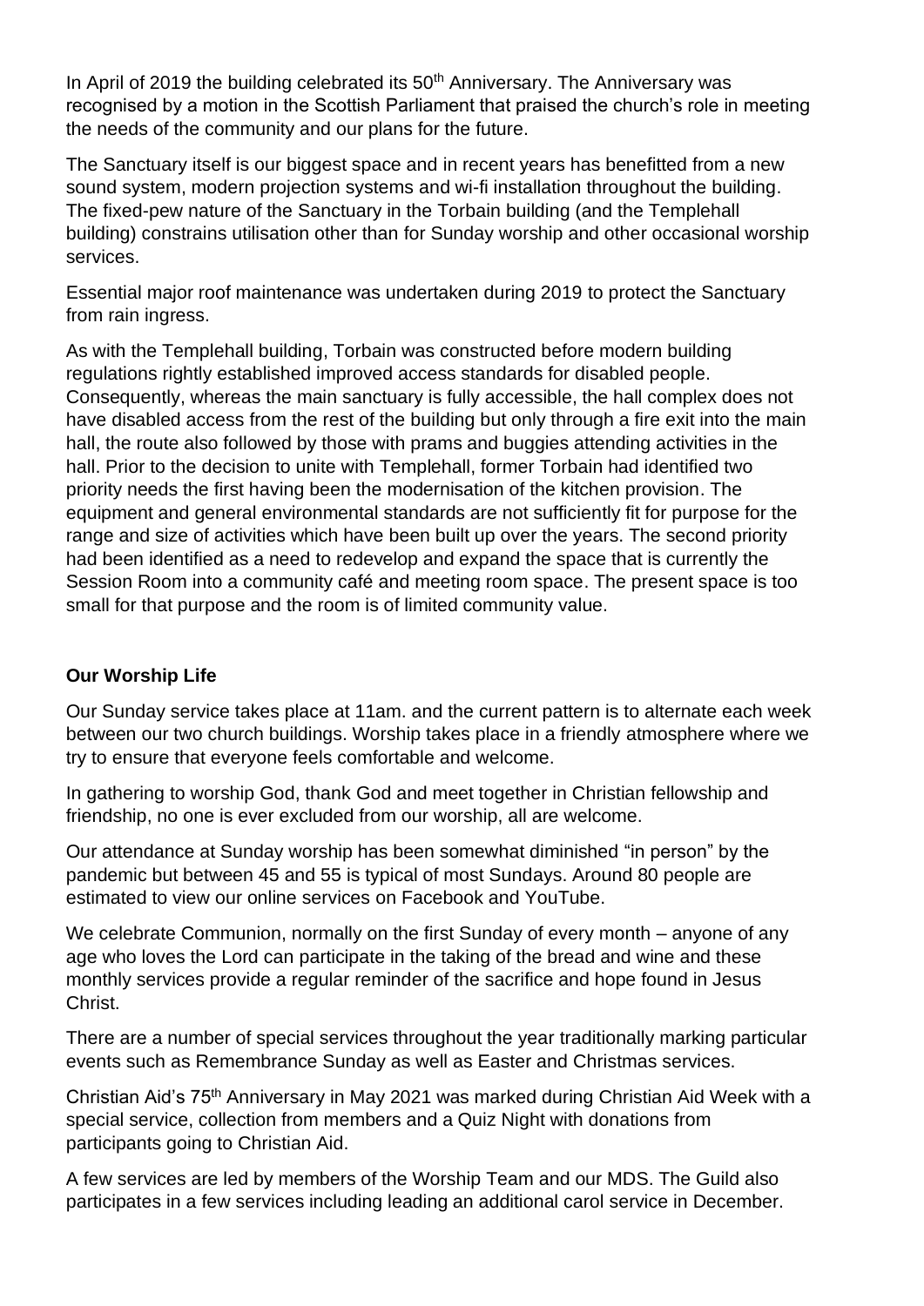In April of 2019 the building celebrated its 50th Anniversary. The Anniversary was recognised by a motion in the Scottish Parliament that praised the church's role in meeting the needs of the community and our plans for the future.

The Sanctuary itself is our biggest space and in recent years has benefitted from a new sound system, modern projection systems and wi-fi installation throughout the building. The fixed-pew nature of the Sanctuary in the Torbain building (and the Templehall building) constrains utilisation other than for Sunday worship and other occasional worship services.

Essential major roof maintenance was undertaken during 2019 to protect the Sanctuary from rain ingress.

As with the Templehall building, Torbain was constructed before modern building regulations rightly established improved access standards for disabled people. Consequently, whereas the main sanctuary is fully accessible, the hall complex does not have disabled access from the rest of the building but only through a fire exit into the main hall, the route also followed by those with prams and buggies attending activities in the hall. Prior to the decision to unite with Templehall, former Torbain had identified two priority needs the first having been the modernisation of the kitchen provision. The equipment and general environmental standards are not sufficiently fit for purpose for the range and size of activities which have been built up over the years. The second priority had been identified as a need to redevelop and expand the space that is currently the Session Room into a community café and meeting room space. The present space is too small for that purpose and the room is of limited community value.

**Our Worship Life**

Our Sunday service takes place at 11am. and the current pattern is to alternate each week between our two church buildings. Worship takes place in a friendly atmosphere where we try to ensure that everyone feels comfortable and welcome.

In gathering to worship God, thank God and meet together in Christian fellowship and friendship, no one is ever excluded from our worship, all are welcome.

Our attendance at Sunday worship has been somewhat diminished "in person" by the pandemic but between 45 and 55 is typical of most Sundays. Around 80 people are estimated to view our online services on Facebook and YouTube.

We celebrate Communion, normally on the first Sunday of every month – anyone of any age who loves the Lord can participate in the taking of the bread and wine and these monthly services provide a regular reminder of the sacrifice and hope found in Jesus Christ.

There are a number of special services throughout the year traditionally marking particular events such as Remembrance Sunday as well as Easter and Christmas services.

Christian Aid's 75th Anniversary in May 2021 was marked during Christian Aid Week with a special service, collection from members and a Quiz Night with donations from participants going to Christian Aid.

A few services are led by members of the Worship Team and our MDS. The Guild also participates in a few services including leading an additional carol service in December.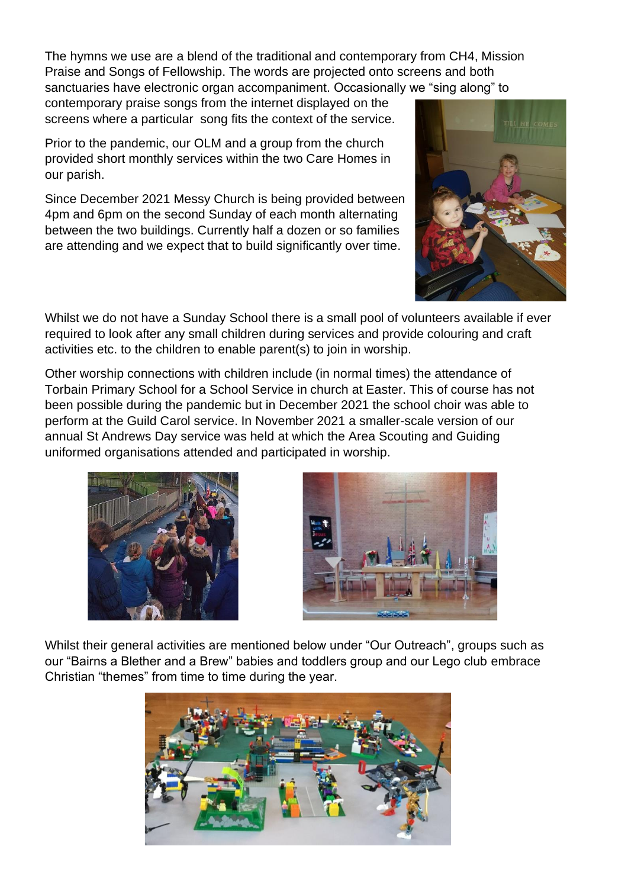The hymns we use are a blend of the traditional and contemporary from CH4, Mission Praise and Songs of Fellowship. The words are projected onto screens and both sanctuaries have electronic organ accompaniment. Occasionally we "sing along" to contemporary praise songs from the internet displayed on the screens where a particular song fits the context of the service.

Prior to the pandemic, our OLM and a group from the church provided short monthly services within the two Care Homes in our parish.

Since December 2021 Messy Church is being provided between 4pm and 6pm on the second Sunday of each month alternating between the two buildings. Currently half a dozen or so families are attending and we expect that to build significantly over time.

Whilst we do not have a Sunday School there is a small pool of volunteers available if ever required to look after any small children during services and provide colouring and craft activities etc. to the children to enable parent(s) to join in worship.

Other worship connections with children include (in normal times) the attendance of Torbain Primary School for a School Service in church at Easter. This of course has not been possible during the pandemic but in December 2021 the school choir was able to perform at the Guild Carol service. In November 2021 a smaller-scale version of our annual St Andrews Day service was held at which the Area Scouting and Guiding uniformed organisations attended and participated in worship.

Whilst their general activities are mentioned below under "Our Outreach", groups such as our "Bairns a Blether and a Brew" babies and toddlers group and our Lego club embrace Christian "themes" from time to time during the year.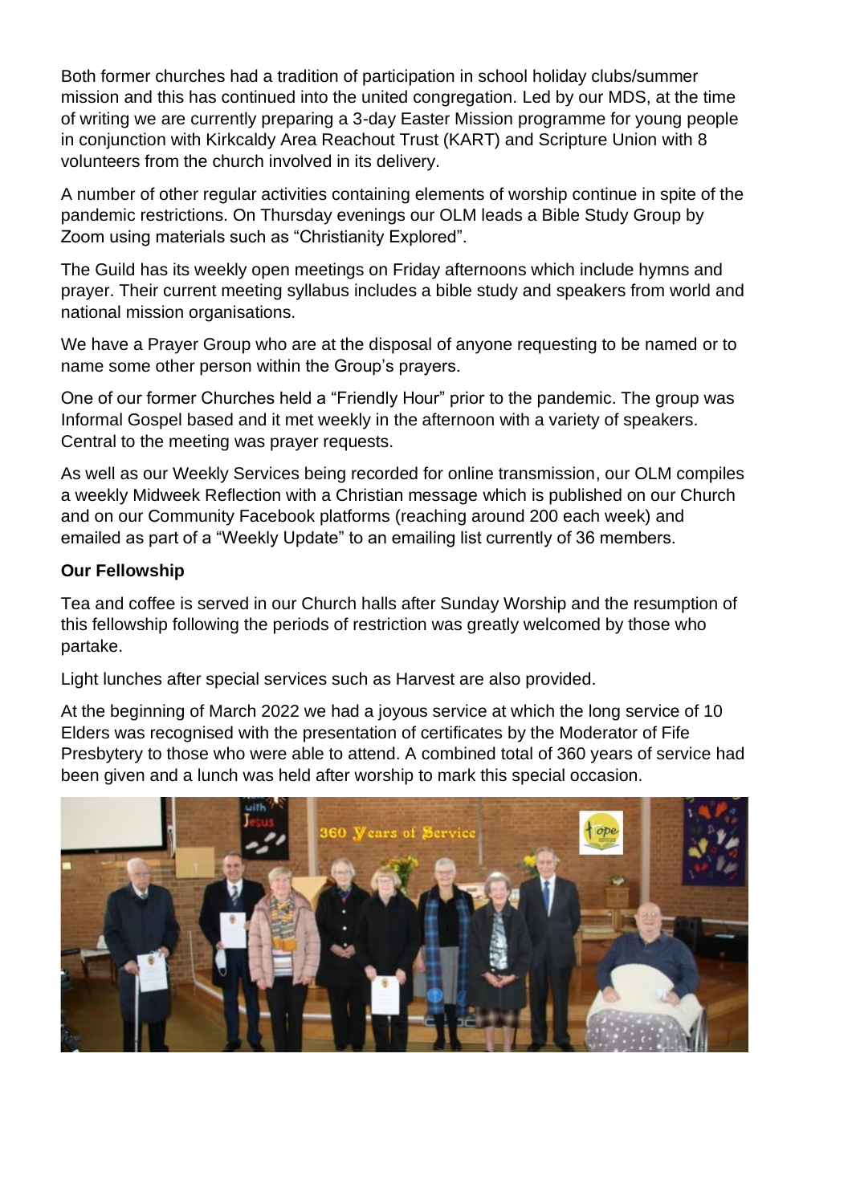Both former churches had a tradition of participation in school holiday clubs/summer mission and this has continued into the united congregation. Led by our MDS, at the time of writing we are currently preparing a 3-day Easter Mission programme for young people in conjunction with Kirkcaldy Area Reachout Trust (KART) and Scripture Union with 8 volunteers from the church involved in its delivery.

A number of other regular activities containing elements of worship continue in spite of the pandemic restrictions. On Thursday evenings our OLM leads a Bible Study Group by Zoom using materials such as "Christianity Explored".

The Guild has its weekly open meetings on Friday afternoons which include hymns and prayer. Their current meeting syllabus includes a bible study and speakers from world and national mission organisations.

We have a Prayer Group who are at the disposal of anyone requesting to be named or to name some other person within the Group's prayers.

One of our former Churches held a "Friendly Hour" prior to the pandemic. The group was Informal Gospel based and it met weekly in the afternoon with a variety of speakers. Central to the meeting was prayer requests.

As well as our Weekly Services being recorded for online transmission, our OLM compiles a weekly Midweek Reflection with a Christian message which is published on our Church and on our Community Facebook platforms (reaching around 200 each week) and emailed as part of a "Weekly Update" to an emailing list currently of 36 members.

**Our Fellowship**

Tea and coffee is served in our Church halls after Sunday Worship and the resumption of this fellowship following the periods of restriction was greatly welcomed by those who partake.

Light lunches after special services such as Harvest are also provided.

At the beginning of March 2022 we had a joyous service at which the long service of 10 Elders was recognised with the presentation of certificates by the Moderator of Fife Presbytery to those who were able to attend. A combined total of 360 years of service had been given and a lunch was held after worship to mark this special occasion.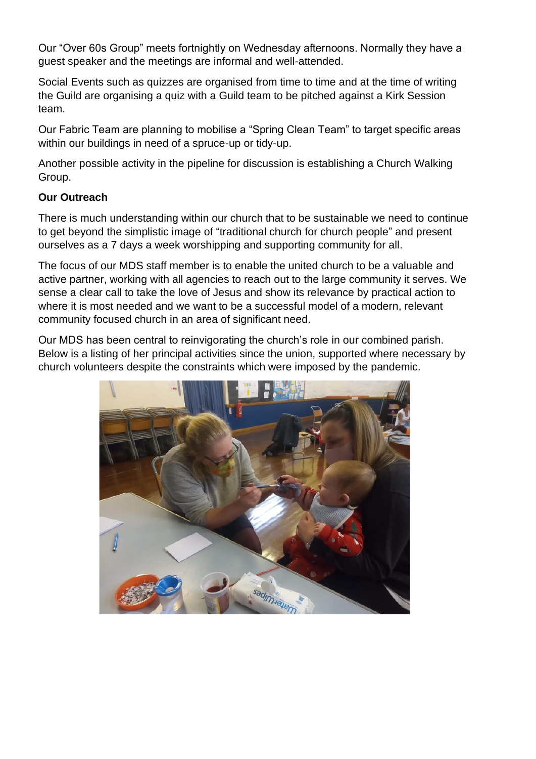Our “Over 60s Group” meets fortnightly on Wednesday afternoons. Normally they have a guest speaker and the meetings are informal and well-attended.

Social Events such as quizzes are organised from time to time and at the time of writing the Guild are organising a quiz with a Guild team to be pitched against a Kirk Session team.

Our Fabric Team are planning to mobilise a “Spring Clean Team” to target specific areas within our buildings in need of a spruce-up or tidy-up.

Another possible activity in the pipeline for discussion is establishing a Church Walking Group.

**Our Outreach**

There is much understanding within our church that to be sustainable we need to continue to get beyond the simplistic image of “traditional church for church people” and present ourselves as a 7 days a week worshipping and supporting community for all.

The focus of our MDS staff member is to enable the united church to be a valuable and active partner, working with all agencies to reach out to the large community it serves. We sense a clear call to take the love of Jesus and show its relevance by practical action to where it is most needed and we want to be a successful model of a modern, relevant community focused church in an area of significant need.

Our MDS has been central to reinvigorating the church’s role in our combined parish. Below is a listing of her principal activities since the union, supported where necessary by church volunteers despite the constraints which were imposed by the pandemic.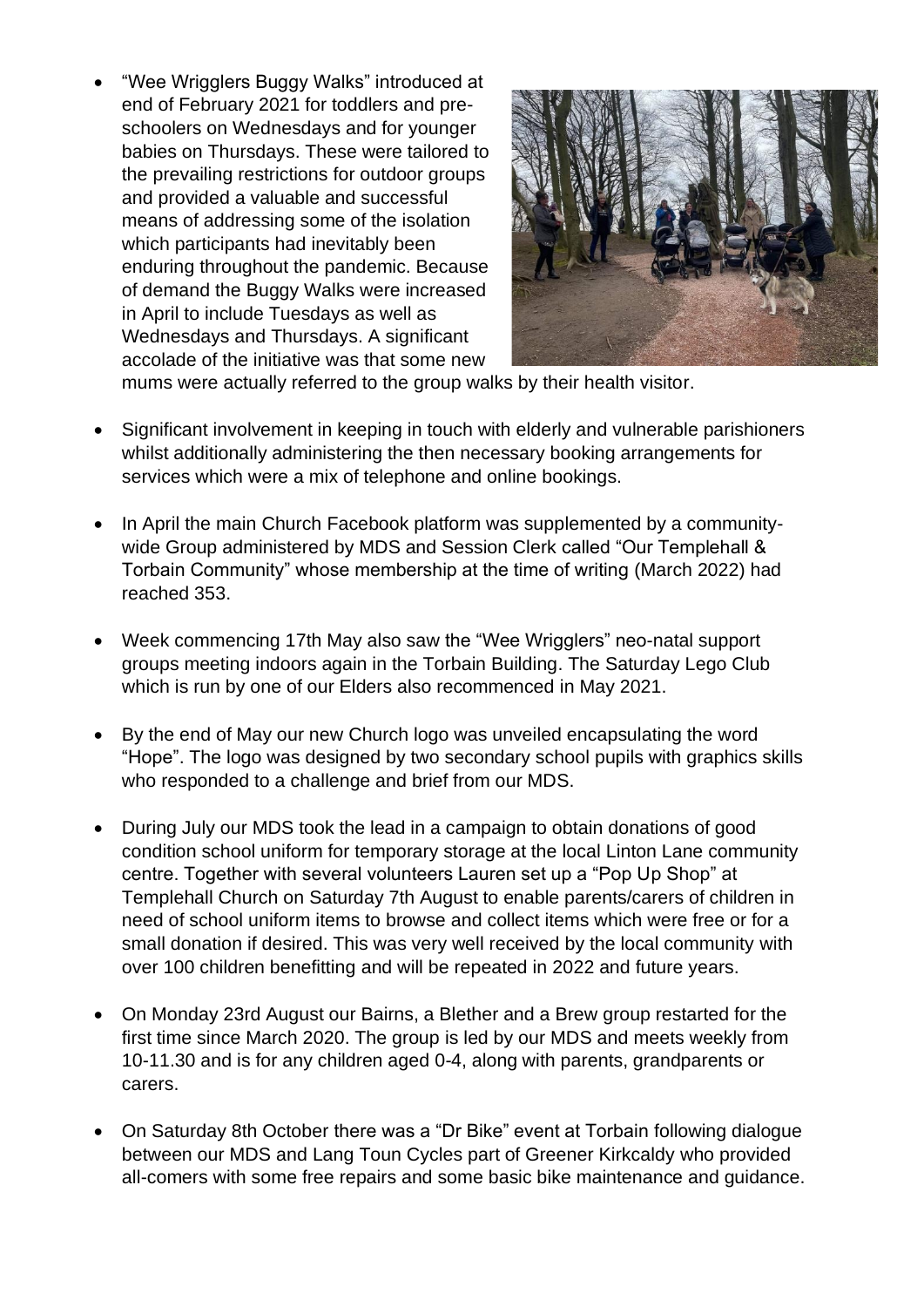- "Wee Wrigglers Buggy Walks" introduced at end of February 2021 for toddlers and pre-schoolers on Wednesdays and for younger babies on Thursdays. These were tailored to the prevailing restrictions for outdoor groups and provided a valuable and successful means of addressing some of the isolation which participants had inevitably been enduring throughout the pandemic. Because of demand the Buggy Walks were increased in April to include Tuesdays as well as Wednesdays and Thursdays. A significant accolade of the initiative was that some new mums were actually referred to the group walks by their health visitor.

- Significant involvement in keeping in touch with elderly and vulnerable parishioners whilst additionally administering the then necessary booking arrangements for services which were a mix of telephone and online bookings.

- In April the main Church Facebook platform was supplemented by a community-wide Group administered by MDS and Session Clerk called "Our Templehall & Torbain Community" whose membership at the time of writing (March 2022) had reached 353.

- Week commencing 17th May also saw the "Wee Wrigglers" neo-natal support groups meeting indoors again in the Torbain Building. The Saturday Lego Club which is run by one of our Elders also recommenced in May 2021.

- By the end of May our new Church logo was unveiled encapsulating the word "Hope". The logo was designed by two secondary school pupils with graphics skills who responded to a challenge and brief from our MDS.

- During July our MDS took the lead in a campaign to obtain donations of good condition school uniform for temporary storage at the local Linton Lane community centre. Together with several volunteers Lauren set up a "Pop Up Shop" at Templehall Church on Saturday 7th August to enable parents/carers of children in need of school uniform items to browse and collect items which were free or for a small donation if desired. This was very well received by the local community with over 100 children benefitting and will be repeated in 2022 and future years.

- On Monday 23rd August our Bairns, a Blether and a Brew group restarted for the first time since March 2020. The group is led by our MDS and meets weekly from 10-11.30 and is for any children aged 0-4, along with parents, grandparents or carers.

- On Saturday 8th October there was a "Dr Bike" event at Torbain following dialogue between our MDS and Lang Toun Cycles part of Greener Kirkcaldy who provided all-comers with some free repairs and some basic bike maintenance and guidance.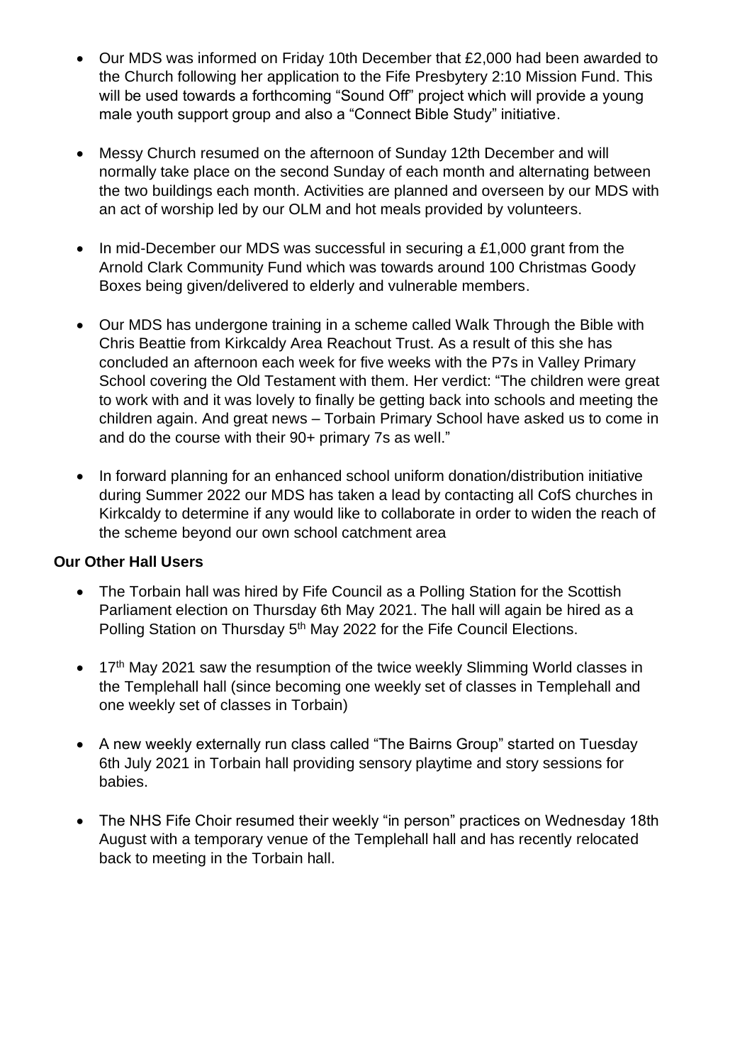- Our MDS was informed on Friday 10th December that £2,000 had been awarded to the Church following her application to the Fife Presbytery 2:10 Mission Fund. This will be used towards a forthcoming "Sound Off" project which will provide a young male youth support group and also a "Connect Bible Study" initiative.

- Messy Church resumed on the afternoon of Sunday 12th December and will normally take place on the second Sunday of each month and alternating between the two buildings each month. Activities are planned and overseen by our MDS with an act of worship led by our OLM and hot meals provided by volunteers.

- In mid-December our MDS was successful in securing a £1,000 grant from the Arnold Clark Community Fund which was towards around 100 Christmas Goody Boxes being given/delivered to elderly and vulnerable members.

- Our MDS has undergone training in a scheme called Walk Through the Bible with Chris Beattie from Kirkcaldy Area Reachout Trust. As a result of this she has concluded an afternoon each week for five weeks with the P7s in Valley Primary School covering the Old Testament with them. Her verdict: "The children were great to work with and it was lovely to finally be getting back into schools and meeting the children again. And great news – Torbain Primary School have asked us to come in and do the course with their 90+ primary 7s as well."

- In forward planning for an enhanced school uniform donation/distribution initiative during Summer 2022 our MDS has taken a lead by contacting all CofS churches in Kirkcaldy to determine if any would like to collaborate in order to widen the reach of the scheme beyond our own school catchment area

**Our Other Hall Users**

- The Torbain hall was hired by Fife Council as a Polling Station for the Scottish Parliament election on Thursday 6th May 2021. The hall will again be hired as a Polling Station on Thursday 5th May 2022 for the Fife Council Elections.

- 17th May 2021 saw the resumption of the twice weekly Slimming World classes in the Templehall hall (since becoming one weekly set of classes in Templehall and one weekly set of classes in Torbain)

- A new weekly externally run class called "The Bairns Group" started on Tuesday 6th July 2021 in Torbain hall providing sensory playtime and story sessions for babies.

- The NHS Fife Choir resumed their weekly "in person" practices on Wednesday 18th August with a temporary venue of the Templehall hall and has recently relocated back to meeting in the Torbain hall.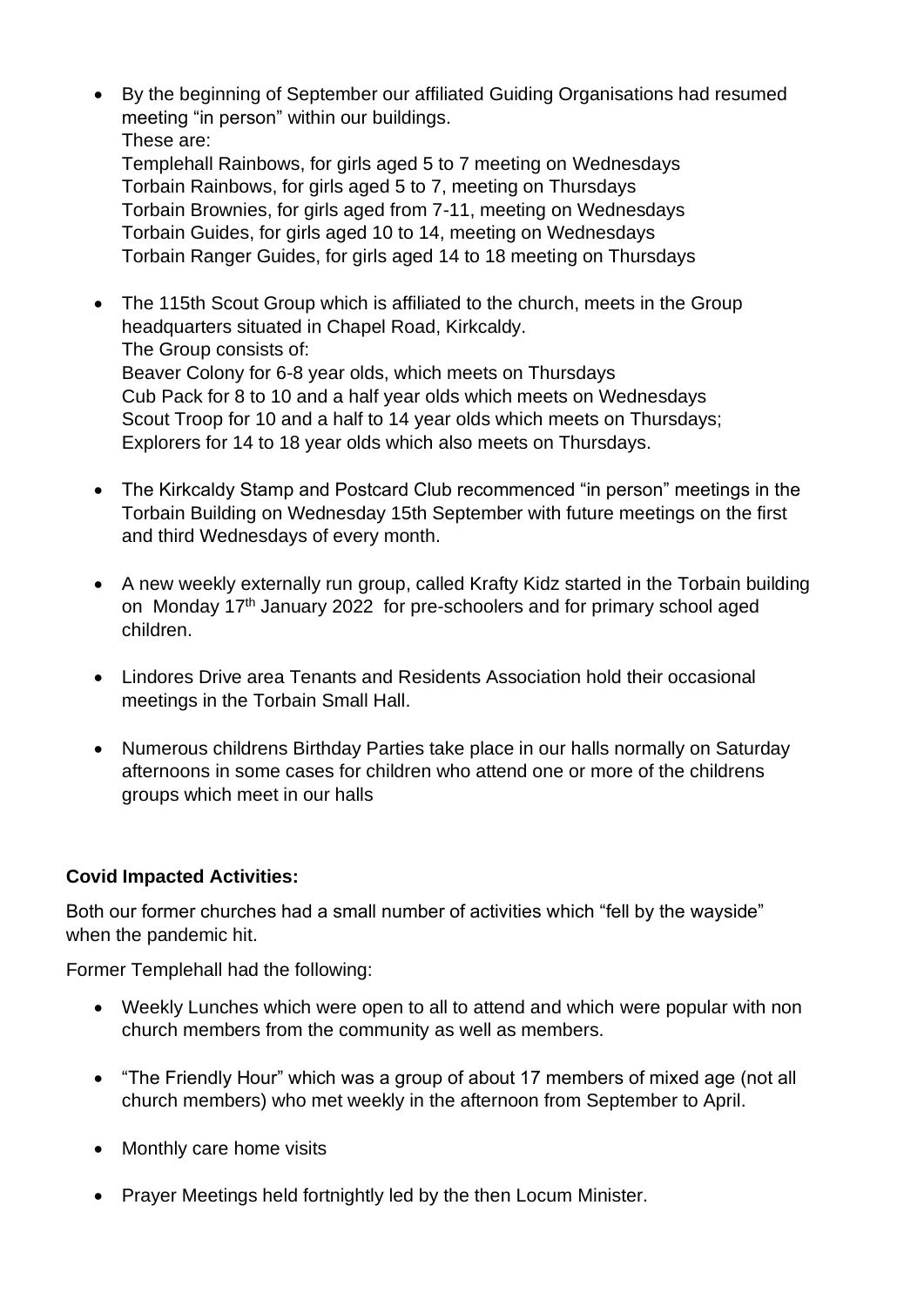- By the beginning of September our affiliated Guiding Organisations had resumed meeting "in person" within our buildings.
  These are:
  Templehall Rainbows, for girls aged 5 to 7 meeting on Wednesdays
  Torbain Rainbows, for girls aged 5 to 7, meeting on Thursdays
  Torbain Brownies, for girls aged from 7-11, meeting on Wednesdays
  Torbain Guides, for girls aged 10 to 14, meeting on Wednesdays
  Torbain Ranger Guides, for girls aged 14 to 18 meeting on Thursdays

- The 115th Scout Group which is affiliated to the church, meets in the Group headquarters situated in Chapel Road, Kirkcaldy.
  The Group consists of:
  Beaver Colony for 6-8 year olds, which meets on Thursdays
  Cub Pack for 8 to 10 and a half year olds which meets on Wednesdays
  Scout Troop for 10 and a half to 14 year olds which meets on Thursdays;
  Explorers for 14 to 18 year olds which also meets on Thursdays.

- The Kirkcaldy Stamp and Postcard Club recommenced "in person" meetings in the Torbain Building on Wednesday 15th September with future meetings on the first and third Wednesdays of every month.

- A new weekly externally run group, called Krafty Kidz started in the Torbain building on Monday 17th January 2022 for pre-schoolers and for primary school aged children.

- Lindores Drive area Tenants and Residents Association hold their occasional meetings in the Torbain Small Hall.

- Numerous childrens Birthday Parties take place in our halls normally on Saturday afternoons in some cases for children who attend one or more of the childrens groups which meet in our halls

**Covid Impacted Activities:**

Both our former churches had a small number of activities which "fell by the wayside" when the pandemic hit.

Former Templehall had the following:

- Weekly Lunches which were open to all to attend and which were popular with non church members from the community as well as members.

- "The Friendly Hour" which was a group of about 17 members of mixed age (not all church members) who met weekly in the afternoon from September to April.

- Monthly care home visits

- Prayer Meetings held fortnightly led by the then Locum Minister.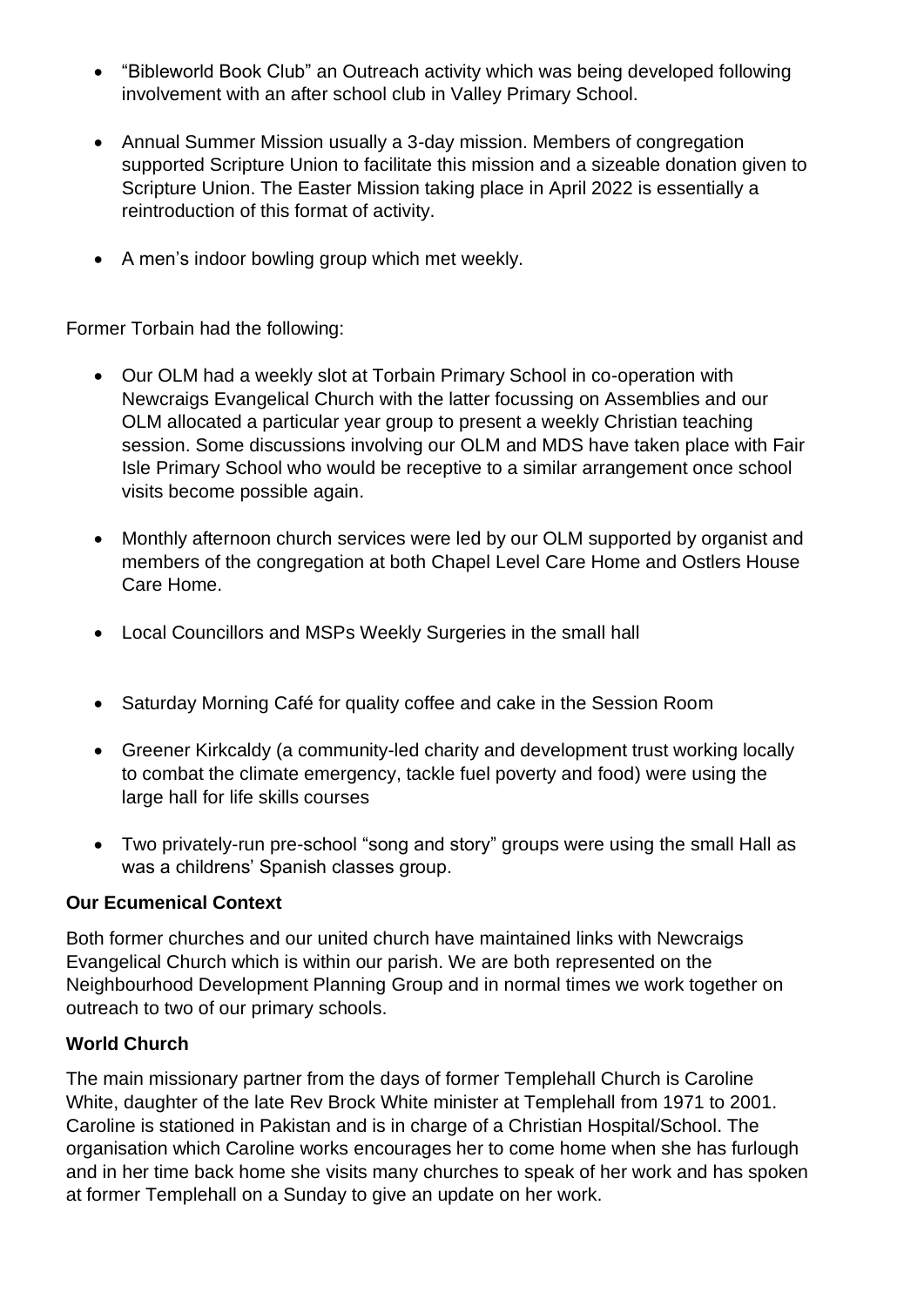- "Bibleworld Book Club" an Outreach activity which was being developed following involvement with an after school club in Valley Primary School.

- Annual Summer Mission usually a 3-day mission. Members of congregation supported Scripture Union to facilitate this mission and a sizeable donation given to Scripture Union. The Easter Mission taking place in April 2022 is essentially a reintroduction of this format of activity.

- A men's indoor bowling group which met weekly.

Former Torbain had the following:

- Our OLM had a weekly slot at Torbain Primary School in co-operation with Newcraigs Evangelical Church with the latter focussing on Assemblies and our OLM allocated a particular year group to present a weekly Christian teaching session. Some discussions involving our OLM and MDS have taken place with Fair Isle Primary School who would be receptive to a similar arrangement once school visits become possible again.

- Monthly afternoon church services were led by our OLM supported by organist and members of the congregation at both Chapel Level Care Home and Ostlers House Care Home.

- Local Councillors and MSPs Weekly Surgeries in the small hall

- Saturday Morning Café for quality coffee and cake in the Session Room

- Greener Kirkcaldy (a community-led charity and development trust working locally to combat the climate emergency, tackle fuel poverty and food) were using the large hall for life skills courses

- Two privately-run pre-school "song and story" groups were using the small Hall as was a childrens' Spanish classes group.

**Our Ecumenical Context**

Both former churches and our united church have maintained links with Newcraigs Evangelical Church which is within our parish. We are both represented on the Neighbourhood Development Planning Group and in normal times we work together on outreach to two of our primary schools.

**World Church**

The main missionary partner from the days of former Templehall Church is Caroline White, daughter of the late Rev Brock White minister at Templehall from 1971 to 2001. Caroline is stationed in Pakistan and is in charge of a Christian Hospital/School. The organisation which Caroline works encourages her to come home when she has furlough and in her time back home she visits many churches to speak of her work and has spoken at former Templehall on a Sunday to give an update on her work.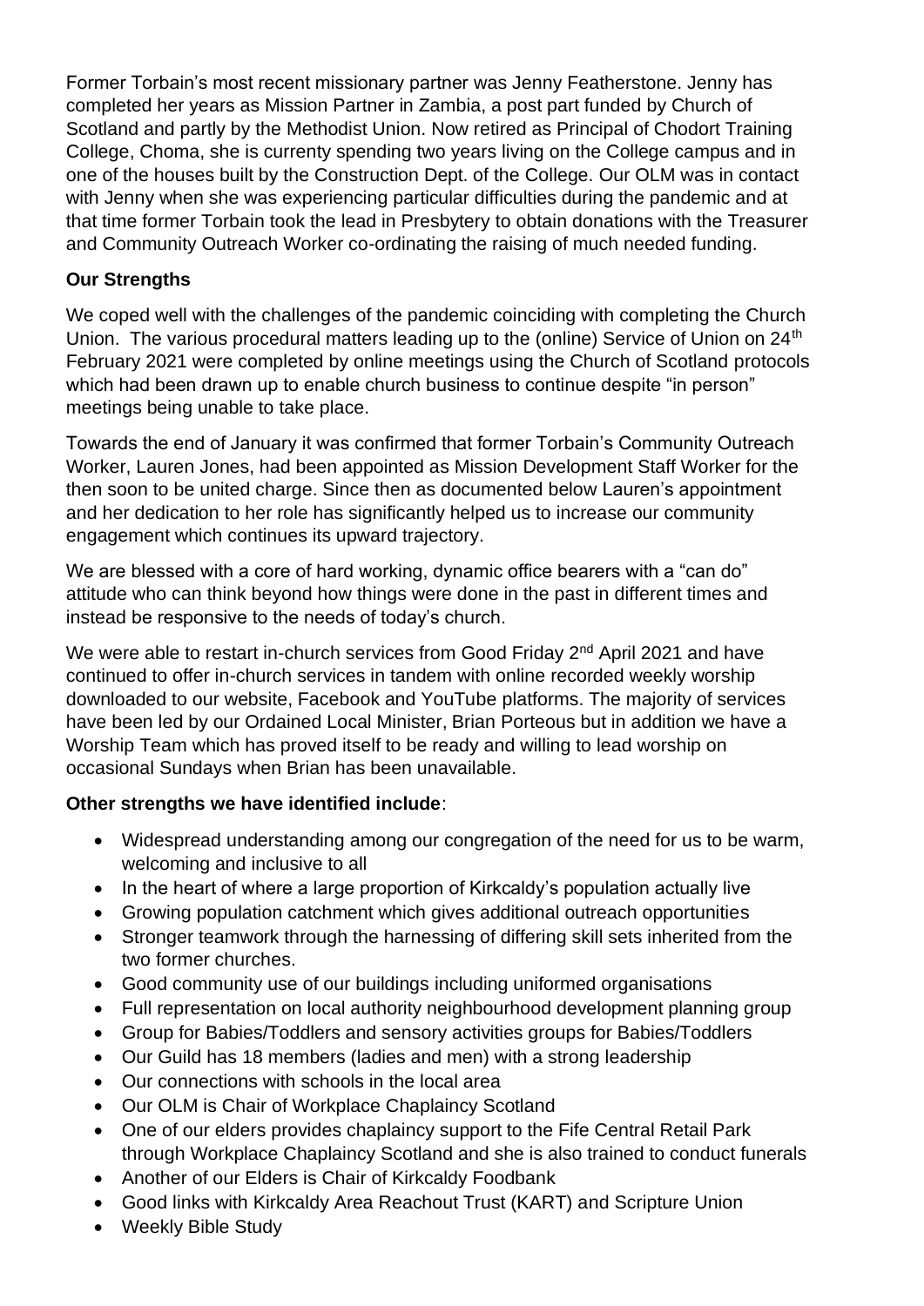Former Torbain's most recent missionary partner was Jenny Featherstone. Jenny has completed her years as Mission Partner in Zambia, a post part funded by Church of Scotland and partly by the Methodist Union. Now retired as Principal of Chodort Training College, Choma, she is currently spending two years living on the College campus and in one of the houses built by the Construction Dept. of the College. Our OLM was in contact with Jenny when she was experiencing particular difficulties during the pandemic and at that time former Torbain took the lead in Presbytery to obtain donations with the Treasurer and Community Outreach Worker co-ordinating the raising of much needed funding.

**Our Strengths**

We coped well with the challenges of the pandemic coinciding with completing the Church Union. The various procedural matters leading up to the (online) Service of Union on 24th February 2021 were completed by online meetings using the Church of Scotland protocols which had been drawn up to enable church business to continue despite "in person" meetings being unable to take place.

Towards the end of January it was confirmed that former Torbain's Community Outreach Worker, Lauren Jones, had been appointed as Mission Development Staff Worker for the then soon to be united charge. Since then as documented below Lauren's appointment and her dedication to her role has significantly helped us to increase our community engagement which continues its upward trajectory.

We are blessed with a core of hard working, dynamic office bearers with a "can do" attitude who can think beyond how things were done in the past in different times and instead be responsive to the needs of today's church.

We were able to restart in-church services from Good Friday 2nd April 2021 and have continued to offer in-church services in tandem with online recorded weekly worship downloaded to our website, Facebook and YouTube platforms. The majority of services have been led by our Ordained Local Minister, Brian Porteous but in addition we have a Worship Team which has proved itself to be ready and willing to lead worship on occasional Sundays when Brian has been unavailable.

**Other strengths we have identified include**:

- Widespread understanding among our congregation of the need for us to be warm, welcoming and inclusive to all
- In the heart of where a large proportion of Kirkcaldy's population actually live
- Growing population catchment which gives additional outreach opportunities
- Stronger teamwork through the harnessing of differing skill sets inherited from the two former churches.
- Good community use of our buildings including uniformed organisations
- Full representation on local authority neighbourhood development planning group
- Group for Babies/Toddlers and sensory activities groups for Babies/Toddlers
- Our Guild has 18 members (ladies and men) with a strong leadership
- Our connections with schools in the local area
- Our OLM is Chair of Workplace Chaplaincy Scotland
- One of our elders provides chaplaincy support to the Fife Central Retail Park through Workplace Chaplaincy Scotland and she is also trained to conduct funerals
- Another of our Elders is Chair of Kirkcaldy Foodbank
- Good links with Kirkcaldy Area Reachout Trust (KART) and Scripture Union
- Weekly Bible Study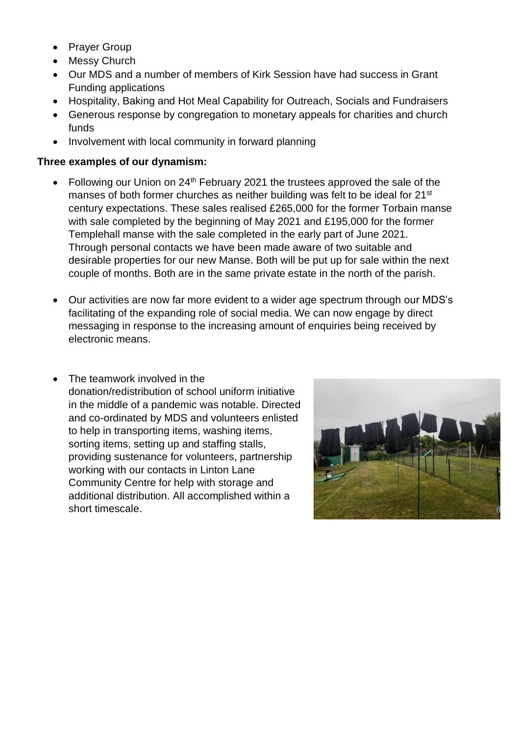- Prayer Group
- Messy Church
- Our MDS and a number of members of Kirk Session have had success in Grant Funding applications
- Hospitality, Baking and Hot Meal Capability for Outreach, Socials and Fundraisers
- Generous response by congregation to monetary appeals for charities and church funds
- Involvement with local community in forward planning

**Three examples of our dynamism:**

- Following our Union on 24th February 2021 the trustees approved the sale of the manses of both former churches as neither building was felt to be ideal for 21st century expectations. These sales realised £265,000 for the former Torbain manse with sale completed by the beginning of May 2021 and £195,000 for the former Templehall manse with the sale completed in the early part of June 2021. Through personal contacts we have been made aware of two suitable and desirable properties for our new Manse. Both will be put up for sale within the next couple of months. Both are in the same private estate in the north of the parish.

- Our activities are now far more evident to a wider age spectrum through our MDS's facilitating of the expanding role of social media. We can now engage by direct messaging in response to the increasing amount of enquiries being received by electronic means.

- The teamwork involved in the donation/redistribution of school uniform initiative in the middle of a pandemic was notable. Directed and co-ordinated by MDS and volunteers enlisted to help in transporting items, washing items, sorting items, setting up and staffing stalls, providing sustenance for volunteers, partnership working with our contacts in Linton Lane Community Centre for help with storage and additional distribution. All accomplished within a short timescale.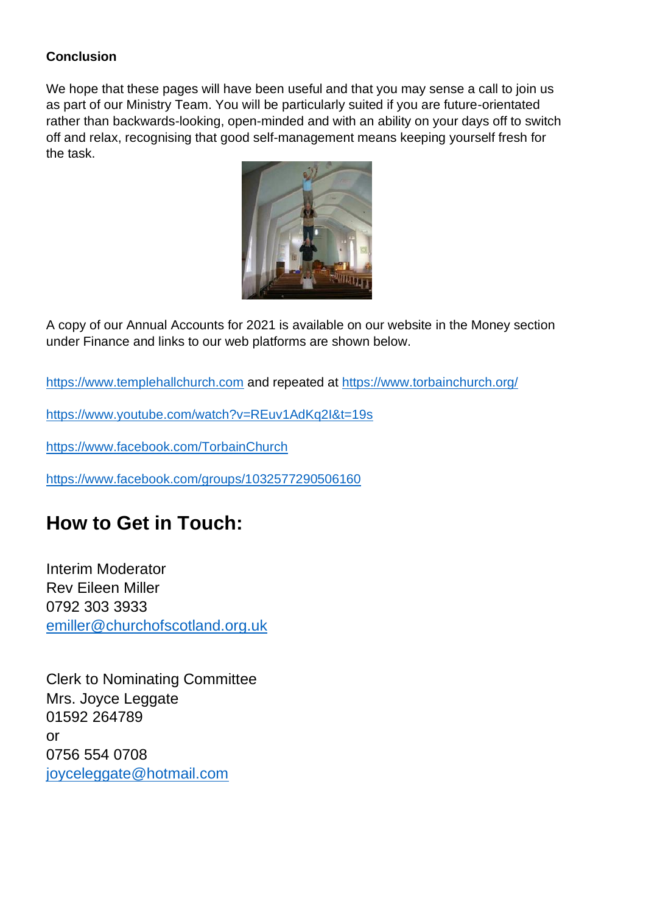**Conclusion**

We hope that these pages will have been useful and that you may sense a call to join us as part of our Ministry Team. You will be particularly suited if you are future-orientated rather than backwards-looking, open-minded and with an ability on your days off to switch off and relax, recognising that good self-management means keeping yourself fresh for the task.

A copy of our Annual Accounts for 2021 is available on our website in the Money section under Finance and links to our web platforms are shown below.

https://www.templehallchurch.com and repeated at https://www.torbainchurch.org/

https://www.youtube.com/watch?v=REuv1AdKq2I&t=19s

https://www.facebook.com/TorbainChurch

https://www.facebook.com/groups/1032577290506160

## How to Get in Touch:

Interim Moderator
Rev Eileen Miller
0792 303 3933
emiller@churchofscotland.org.uk

Clerk to Nominating Committee
Mrs. Joyce Leggate
01592 264789
or
0756 554 0708
joyceleggate@hotmail.com